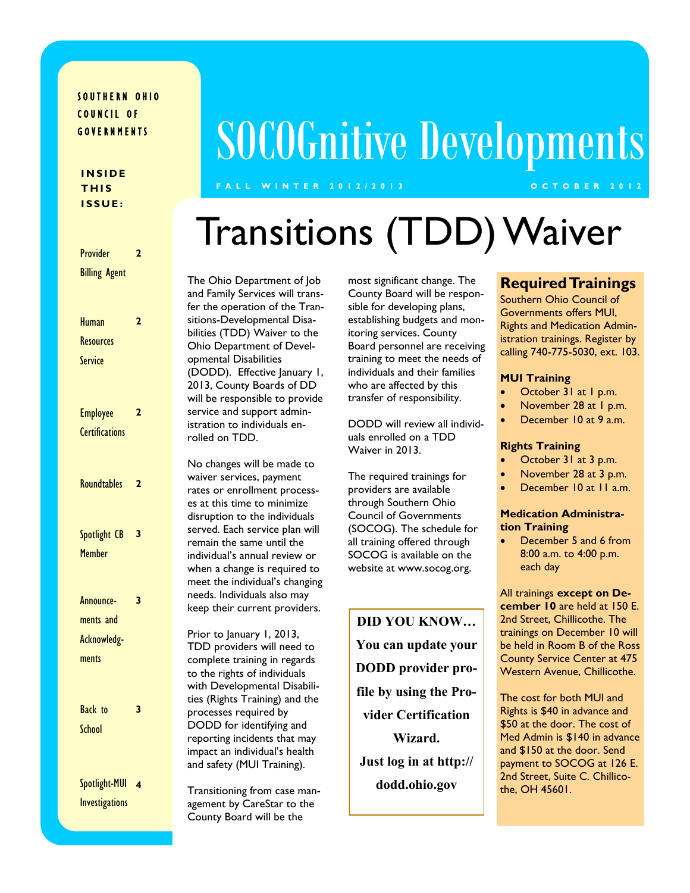SOUTHERN OHIO COUNCIL OF GOVERNMENTS

# SOCOGnitive Developments

FALL WINTER 2012/2013 — OCTOBER 2012

**INSIDE THIS ISSUE:**

| | |
|---|---|
| Provider Billing Agent | 2 |
| Human Resources Service | 2 |
| Employee Certifications | 2 |
| Roundtables | 2 |
| Spotlight CB Member | 3 |
| Announcements and Acknowledgments | 3 |
| Back to School | 3 |
| Spotlight-MUI Investigations | 4 |

## Transitions (TDD) Waiver

The Ohio Department of Job and Family Services will transfer the operation of the Transitions-Developmental Disabilities (TDD) Waiver to the Ohio Department of Developmental Disabilities (DODD). Effective January 1, 2013, County Boards of DD will be responsible to provide service and support administration to individuals enrolled on TDD.

No changes will be made to waiver services, payment rates or enrollment processes at this time to minimize disruption to the individuals served. Each service plan will remain the same until the individual's annual review or when a change is required to meet the individual's changing needs. Individuals also may keep their current providers.

Prior to January 1, 2013, TDD providers will need to complete training in regards to the rights of individuals with Developmental Disabilities (Rights Training) and the processes required by DODD for identifying and reporting incidents that may impact an individual's health and safety (MUI Training).

Transitioning from case management by CareStar to the County Board will be the most significant change. The County Board will be responsible for developing plans, establishing budgets and monitoring services. County Board personnel are receiving training to meet the needs of individuals and their families who are affected by this transfer of responsibility.

DODD will review all individuals enrolled on a TDD Waiver in 2013.

The required trainings for providers are available through Southern Ohio Council of Governments (SOCOG). The schedule for all training offered through SOCOG is available on the website at www.socog.org.

**DID YOU KNOW… You can update your DODD provider profile by using the Provider Certification Wizard. Just log in at http://dodd.ohio.gov**

### Required Trainings

Southern Ohio Council of Governments offers MUI, Rights and Medication Administration trainings. Register by calling 740-775-5030, ext. 103.

**MUI Training**

- October 31 at 1 p.m.
- November 28 at 1 p.m.
- December 10 at 9 a.m.

**Rights Training**

- October 31 at 3 p.m.
- November 28 at 3 p.m.
- December 10 at 11 a.m.

**Medication Administration Training**

- December 5 and 6 from 8:00 a.m. to 4:00 p.m. each day

All trainings **except on December 10** are held at 150 E. 2nd Street, Chillicothe. The trainings on December 10 will be held in Room B of the Ross County Service Center at 475 Western Avenue, Chillicothe.

The cost for both MUI and Rights is $40 in advance and $50 at the door. The cost of Med Admin is $140 in advance and $150 at the door. Send payment to SOCOG at 126 E. 2nd Street, Suite C. Chillicothe, OH 45601.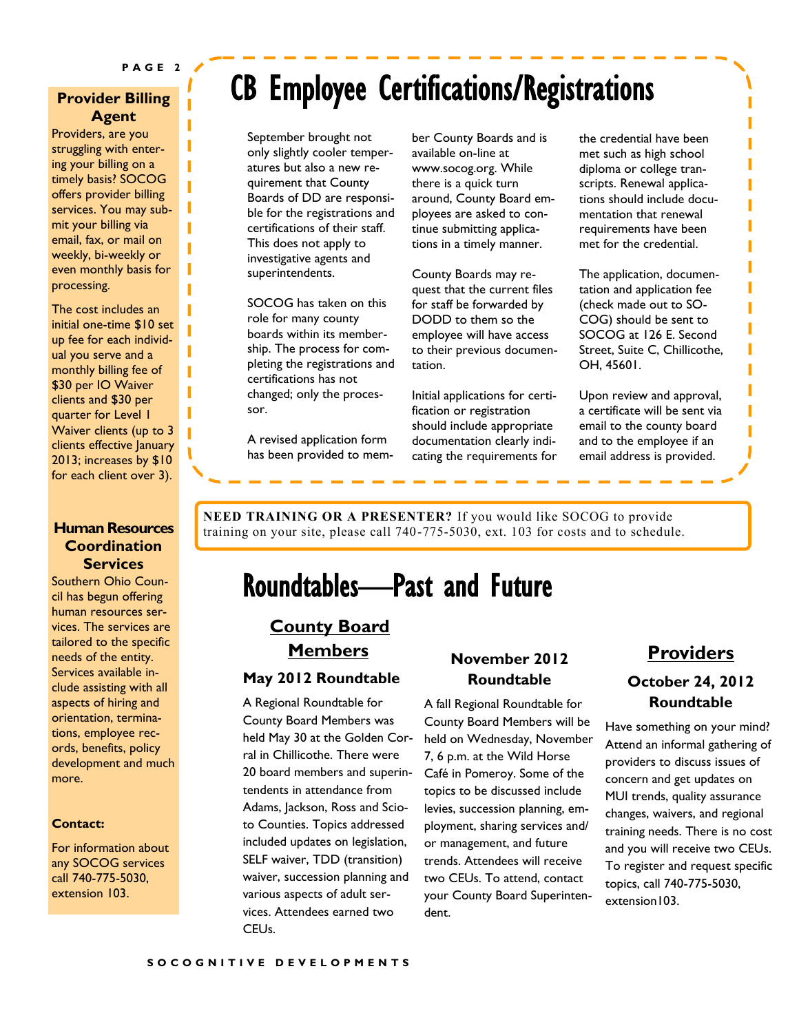## Provider Billing Agent

Providers, are you struggling with entering your billing on a timely basis? SOCOG offers provider billing services. You may submit your billing via email, fax, or mail on weekly, bi-weekly or even monthly basis for processing.

The cost includes an initial one-time $10 set up fee for each individual you serve and a monthly billing fee of $30 per IO Waiver clients and $30 per quarter for Level 1 Waiver clients (up to 3 clients effective January 2013; increases by $10 for each client over 3).

## Human Resources Coordination Services

Southern Ohio Council has begun offering human resources services. The services are tailored to the specific needs of the entity. Services available include assisting with all aspects of hiring and orientation, terminations, employee records, benefits, policy development and much more.

**Contact:**

For information about any SOCOG services call 740-775-5030, extension 103.

# CB Employee Certifications/Registrations

September brought not only slightly cooler temperatures but also a new requirement that County Boards of DD are responsible for the registrations and certifications of their staff. This does not apply to investigative agents and superintendents.

SOCOG has taken on this role for many county boards within its membership. The process for completing the registrations and certifications has not changed; only the processor.

A revised application form has been provided to member County Boards and is available on-line at www.socog.org. While there is a quick turn around, County Board employees are asked to continue submitting applications in a timely manner.

County Boards may request that the current files for staff be forwarded by DODD to them so the employee will have access to their previous documentation.

Initial applications for certification or registration should include appropriate documentation clearly indicating the requirements for the credential have been met such as high school diploma or college transcripts. Renewal applications should include documentation that renewal requirements have been met for the credential.

The application, documentation and application fee (check made out to SOCOG) should be sent to SOCOG at 126 E. Second Street, Suite C, Chillicothe, OH, 45601.

Upon review and approval, a certificate will be sent via email to the county board and to the employee if an email address is provided.

**NEED TRAINING OR A PRESENTER?** If you would like SOCOG to provide training on your site, please call 740-775-5030, ext. 103 for costs and to schedule.

# Roundtables—Past and Future

## County Board Members

### May 2012 Roundtable

A Regional Roundtable for County Board Members was held May 30 at the Golden Corral in Chillicothe. There were 20 board members and superintendents in attendance from Adams, Jackson, Ross and Scioto Counties. Topics addressed included updates on legislation, SELF waiver, TDD (transition) waiver, succession planning and various aspects of adult services. Attendees earned two CEUs.

### November 2012 Roundtable

A fall Regional Roundtable for County Board Members will be held on Wednesday, November 7, 6 p.m. at the Wild Horse Café in Pomeroy. Some of the topics to be discussed include levies, succession planning, employment, sharing services and/or management, and future trends. Attendees will receive two CEUs. To attend, contact your County Board Superintendent.

## Providers

### October 24, 2012 Roundtable

Have something on your mind? Attend an informal gathering of providers to discuss issues of concern and get updates on MUI trends, quality assurance changes, waivers, and regional training needs. There is no cost and you will receive two CEUs. To register and request specific topics, call 740-775-5030, extension103.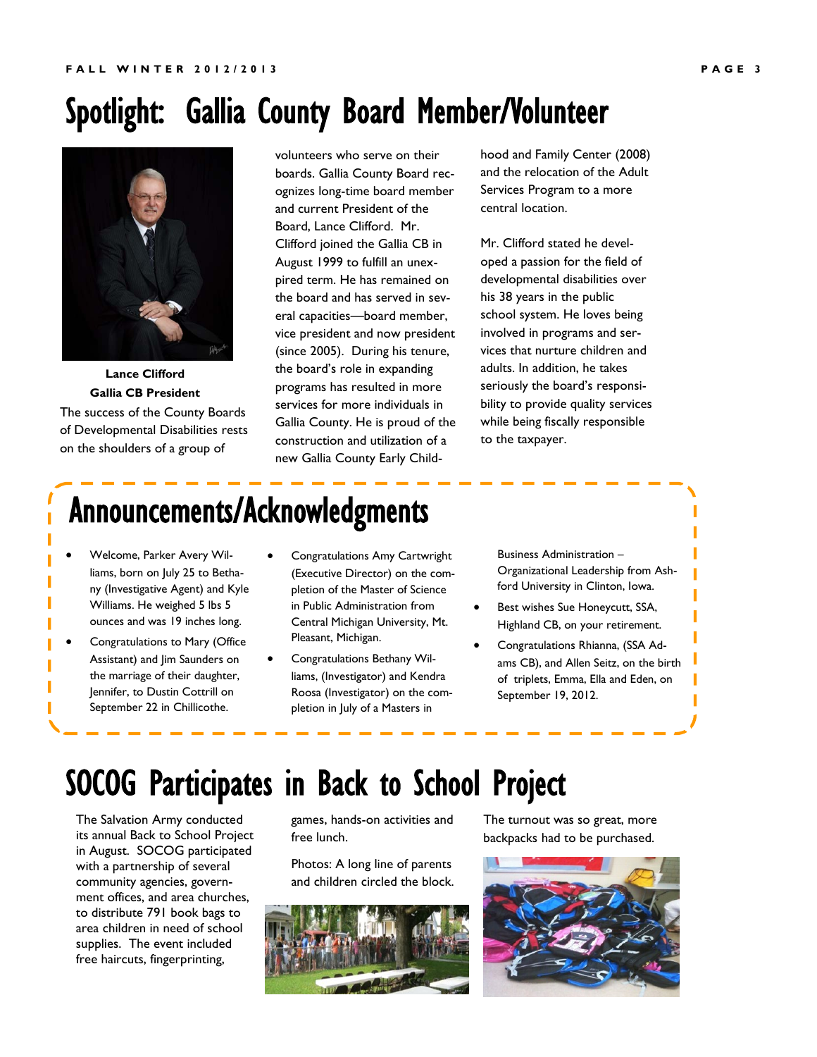# Spotlight: Gallia County Board Member/Volunteer

**Lance Clifford**
**Gallia CB President**

The success of the County Boards of Developmental Disabilities rests on the shoulders of a group of volunteers who serve on their boards. Gallia County Board recognizes long-time board member and current President of the Board, Lance Clifford. Mr. Clifford joined the Gallia CB in August 1999 to fulfill an unexpired term. He has remained on the board and has served in several capacities—board member, vice president and now president (since 2005). During his tenure, the board's role in expanding programs has resulted in more services for more individuals in Gallia County. He is proud of the construction and utilization of a new Gallia County Early Childhood and Family Center (2008) and the relocation of the Adult Services Program to a more central location.

Mr. Clifford stated he developed a passion for the field of developmental disabilities over his 38 years in the public school system. He loves being involved in programs and services that nurture children and adults. In addition, he takes seriously the board's responsibility to provide quality services while being fiscally responsible to the taxpayer.

# Announcements/Acknowledgments

- Welcome, Parker Avery Williams, born on July 25 to Bethany (Investigative Agent) and Kyle Williams. He weighed 5 lbs 5 ounces and was 19 inches long.
- Congratulations to Mary (Office Assistant) and Jim Saunders on the marriage of their daughter, Jennifer, to Dustin Cottrill on September 22 in Chillicothe.
- Congratulations Amy Cartwright (Executive Director) on the completion of the Master of Science in Public Administration from Central Michigan University, Mt. Pleasant, Michigan.
- Congratulations Bethany Williams, (Investigator) and Kendra Roosa (Investigator) on the completion in July of a Masters in Business Administration – Organizational Leadership from Ashford University in Clinton, Iowa.
- Best wishes Sue Honeycutt, SSA, Highland CB, on your retirement.
- Congratulations Rhianna, (SSA Adams CB), and Allen Seitz, on the birth of triplets, Emma, Ella and Eden, on September 19, 2012.

# SOCOG Participates in Back to School Project

The Salvation Army conducted its annual Back to School Project in August. SOCOG participated with a partnership of several community agencies, government offices, and area churches, to distribute 791 book bags to area children in need of school supplies. The event included free haircuts, fingerprinting, games, hands-on activities and free lunch.

Photos: A long line of parents and children circled the block.

The turnout was so great, more backpacks had to be purchased.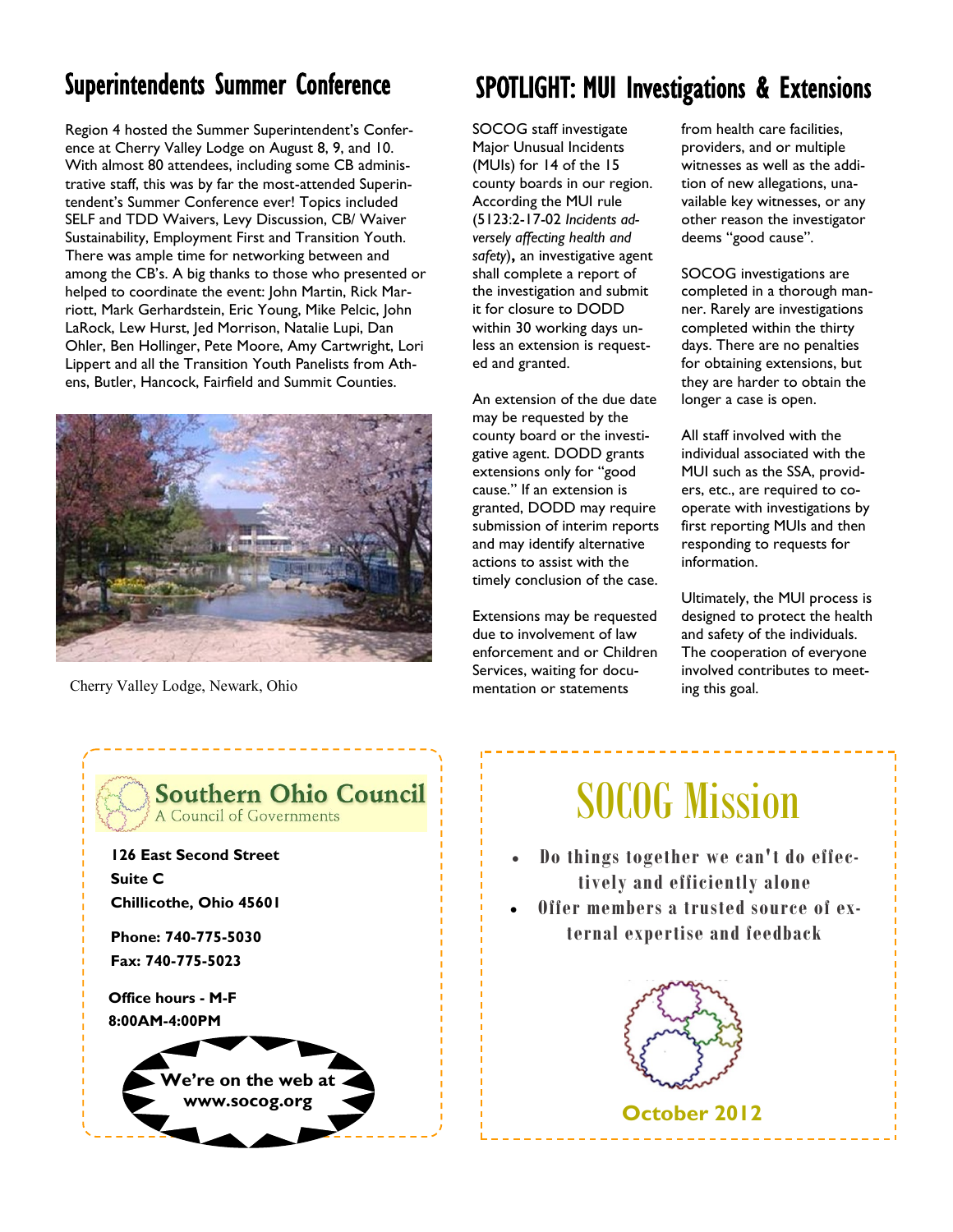## Superintendents Summer Conference

Region 4 hosted the Summer Superintendent's Conference at Cherry Valley Lodge on August 8, 9, and 10. With almost 80 attendees, including some CB administrative staff, this was by far the most-attended Superintendent's Summer Conference ever! Topics included SELF and TDD Waivers, Levy Discussion, CB/ Waiver Sustainability, Employment First and Transition Youth. There was ample time for networking between and among the CB's. A big thanks to those who presented or helped to coordinate the event: John Martin, Rick Marriott, Mark Gerhardstein, Eric Young, Mike Pelcic, John LaRock, Lew Hurst, Jed Morrison, Natalie Lupi, Dan Ohler, Ben Hollinger, Pete Moore, Amy Cartwright, Lori Lippert and all the Transition Youth Panelists from Athens, Butler, Hancock, Fairfield and Summit Counties.

Cherry Valley Lodge, Newark, Ohio

## SPOTLIGHT: MUI Investigations & Extensions

SOCOG staff investigate Major Unusual Incidents (MUIs) for 14 of the 15 county boards in our region. According the MUI rule (5123:2-17-02 *Incidents adversely affecting health and safety*), an investigative agent shall complete a report of the investigation and submit it for closure to DODD within 30 working days unless an extension is requested and granted.

An extension of the due date may be requested by the county board or the investigative agent. DODD grants extensions only for "good cause." If an extension is granted, DODD may require submission of interim reports and may identify alternative actions to assist with the timely conclusion of the case.

Extensions may be requested due to involvement of law enforcement and or Children Services, waiting for documentation or statements from health care facilities, providers, and or multiple witnesses as well as the addition of new allegations, unavailable key witnesses, or any other reason the investigator deems "good cause".

SOCOG investigations are completed in a thorough manner. Rarely are investigations completed within the thirty days. There are no penalties for obtaining extensions, but they are harder to obtain the longer a case is open.

All staff involved with the individual associated with the MUI such as the SSA, providers, etc., are required to cooperate with investigations by first reporting MUIs and then responding to requests for information.

Ultimately, the MUI process is designed to protect the health and safety of the individuals. The cooperation of everyone involved contributes to meeting this goal.

**Southern Ohio Council**
A Council of Governments

**126 East Second Street**
**Suite C**
**Chillicothe, Ohio 45601**

**Phone: 740-775-5030**
**Fax: 740-775-5023**

**Office hours - M-F**
**8:00AM-4:00PM**

**We're on the web at www.socog.org**

## SOCOG Mission

- **Do things together we can't do effectively and efficiently alone**
- **Offer members a trusted source of external expertise and feedback**

**October 2012**